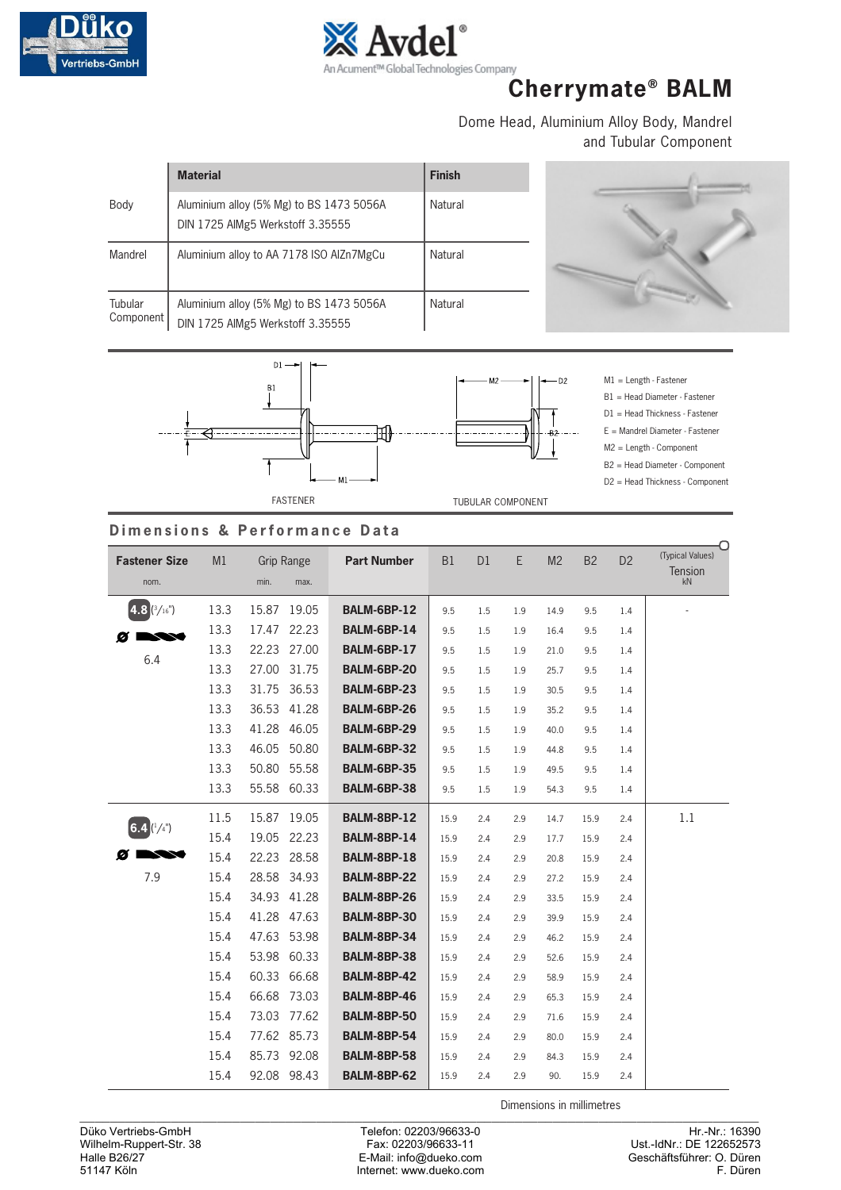Düko Vertriebs-GmbH

Avdel®
An Acument™ Global Technologies Company

# Cherrymate® BALM

Dome Head, Aluminium Alloy Body, Mandrel and Tubular Component

| | Material | Finish |
|---|---|---|
| Body | Aluminium alloy (5% Mg) to BS 1473 5056A DIN 1725 AlMg5 Werkstoff 3.35555 | Natural |
| Mandrel | Aluminium alloy to AA 7178 ISO AlZn7MgCu | Natural |
| Tubular Component | Aluminium alloy (5% Mg) to BS 1473 5056A DIN 1725 AlMg5 Werkstoff 3.35555 | Natural |

FASTENER

TUBULAR COMPONENT

- M1 = Length - Fastener
- B1 = Head Diameter - Fastener
- D1 = Head Thickness - Fastener
- E = Mandrel Diameter - Fastener
- M2 = Length - Component
- B2 = Head Diameter - Component
- D2 = Head Thickness - Component

## Dimensions & Performance Data

| Fastener Size nom. | M1 | Grip Range min. | Grip Range max. | Part Number | B1 | D1 | E | M2 | B2 | D2 | (Typical Values) Tension kN |
|---|---|---|---|---|---|---|---|---|---|---|---|
| 4.8 (3/16") Ø 6.4 | 13.3 | 15.87 | 19.05 | BALM-6BP-12 | 9.5 | 1.5 | 1.9 | 14.9 | 9.5 | 1.4 | - |
| | 13.3 | 17.47 | 22.23 | BALM-6BP-14 | 9.5 | 1.5 | 1.9 | 16.4 | 9.5 | 1.4 | |
| | 13.3 | 22.23 | 27.00 | BALM-6BP-17 | 9.5 | 1.5 | 1.9 | 21.0 | 9.5 | 1.4 | |
| | 13.3 | 27.00 | 31.75 | BALM-6BP-20 | 9.5 | 1.5 | 1.9 | 25.7 | 9.5 | 1.4 | |
| | 13.3 | 31.75 | 36.53 | BALM-6BP-23 | 9.5 | 1.5 | 1.9 | 30.5 | 9.5 | 1.4 | |
| | 13.3 | 36.53 | 41.28 | BALM-6BP-26 | 9.5 | 1.5 | 1.9 | 35.2 | 9.5 | 1.4 | |
| | 13.3 | 41.28 | 46.05 | BALM-6BP-29 | 9.5 | 1.5 | 1.9 | 40.0 | 9.5 | 1.4 | |
| | 13.3 | 46.05 | 50.80 | BALM-6BP-32 | 9.5 | 1.5 | 1.9 | 44.8 | 9.5 | 1.4 | |
| | 13.3 | 50.80 | 55.58 | BALM-6BP-35 | 9.5 | 1.5 | 1.9 | 49.5 | 9.5 | 1.4 | |
| | 13.3 | 55.58 | 60.33 | BALM-6BP-38 | 9.5 | 1.5 | 1.9 | 54.3 | 9.5 | 1.4 | |
| 6.4 (1/4") Ø 7.9 | 11.5 | 15.87 | 19.05 | BALM-8BP-12 | 15.9 | 2.4 | 2.9 | 14.7 | 15.9 | 2.4 | 1.1 |
| | 15.4 | 19.05 | 22.23 | BALM-8BP-14 | 15.9 | 2.4 | 2.9 | 17.7 | 15.9 | 2.4 | |
| | 15.4 | 22.23 | 28.58 | BALM-8BP-18 | 15.9 | 2.4 | 2.9 | 20.8 | 15.9 | 2.4 | |
| | 15.4 | 28.58 | 34.93 | BALM-8BP-22 | 15.9 | 2.4 | 2.9 | 27.2 | 15.9 | 2.4 | |
| | 15.4 | 34.93 | 41.28 | BALM-8BP-26 | 15.9 | 2.4 | 2.9 | 33.5 | 15.9 | 2.4 | |
| | 15.4 | 41.28 | 47.63 | BALM-8BP-30 | 15.9 | 2.4 | 2.9 | 39.9 | 15.9 | 2.4 | |
| | 15.4 | 47.63 | 53.98 | BALM-8BP-34 | 15.9 | 2.4 | 2.9 | 46.2 | 15.9 | 2.4 | |
| | 15.4 | 53.98 | 60.33 | BALM-8BP-38 | 15.9 | 2.4 | 2.9 | 52.6 | 15.9 | 2.4 | |
| | 15.4 | 60.33 | 66.68 | BALM-8BP-42 | 15.9 | 2.4 | 2.9 | 58.9 | 15.9 | 2.4 | |
| | 15.4 | 66.68 | 73.03 | BALM-8BP-46 | 15.9 | 2.4 | 2.9 | 65.3 | 15.9 | 2.4 | |
| | 15.4 | 73.03 | 77.62 | BALM-8BP-50 | 15.9 | 2.4 | 2.9 | 71.6 | 15.9 | 2.4 | |
| | 15.4 | 77.62 | 85.73 | BALM-8BP-54 | 15.9 | 2.4 | 2.9 | 80.0 | 15.9 | 2.4 | |
| | 15.4 | 85.73 | 92.08 | BALM-8BP-58 | 15.9 | 2.4 | 2.9 | 84.3 | 15.9 | 2.4 | |
| | 15.4 | 92.08 | 98.43 | BALM-8BP-62 | 15.9 | 2.4 | 2.9 | 90. | 15.9 | 2.4 | |

Dimensions in millimetres

Düko Vertriebs-GmbH
Wilhelm-Ruppert-Str. 38
Halle B26/27
51147 Köln

Telefon: 02203/96633-0
Fax: 02203/96633-11
E-Mail: info@dueko.com
Internet: www.dueko.com

Hr.-Nr.: 16390
Ust.-IdNr.: DE 122652573
Geschäftsführer: O. Düren
F. Düren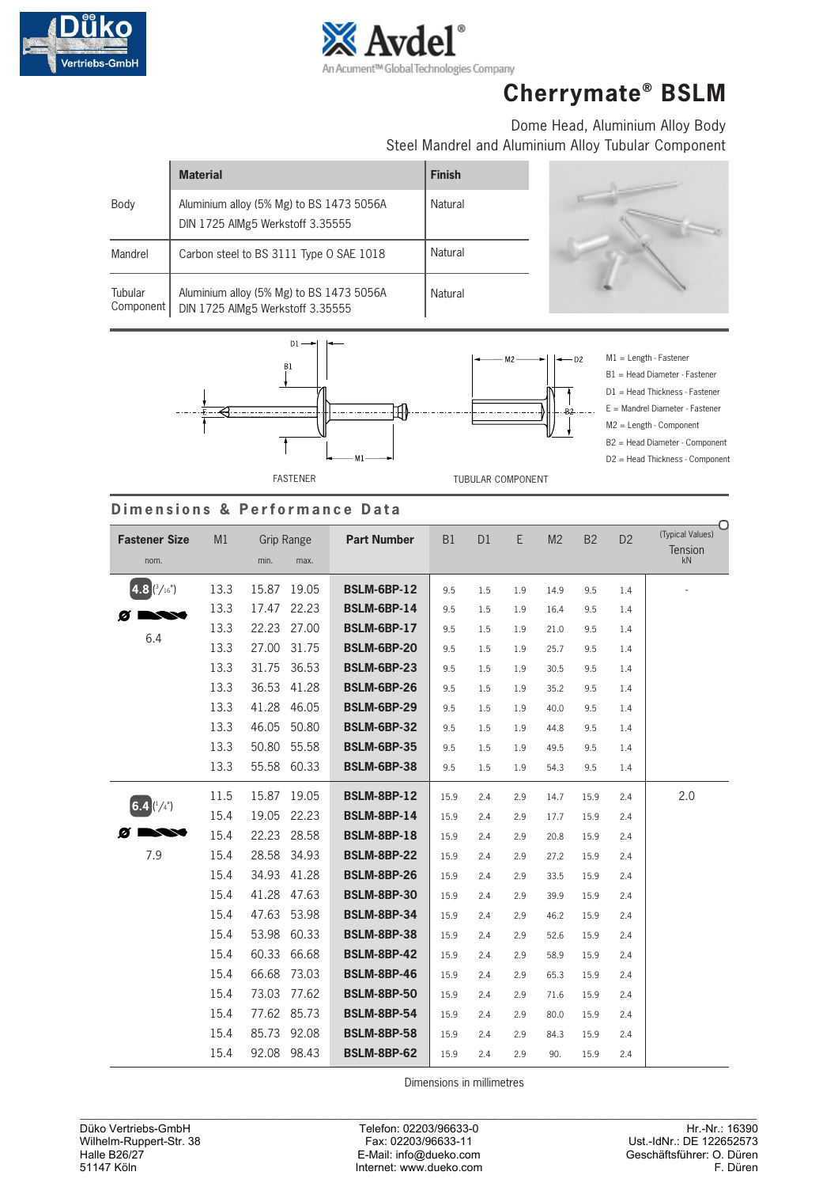# Cherrymate® BSLM

Dome Head, Aluminium Alloy Body
Steel Mandrel and Aluminium Alloy Tubular Component

| | Material | Finish |
|---|---|---|
| Body | Aluminium alloy (5% Mg) to BS 1473 5056A DIN 1725 AlMg5 Werkstoff 3.35555 | Natural |
| Mandrel | Carbon steel to BS 3111 Type O SAE 1018 | Natural |
| Tubular Component | Aluminium alloy (5% Mg) to BS 1473 5056A DIN 1725 AlMg5 Werkstoff 3.35555 | Natural |

FASTENER

TUBULAR COMPONENT

M1 = Length - Fastener
B1 = Head Diameter - Fastener
D1 = Head Thickness - Fastener
E = Mandrel Diameter - Fastener
M2 = Length - Component
B2 = Head Diameter - Component
D2 = Head Thickness - Component

## Dimensions & Performance Data

| Fastener Size nom. | M1 | Grip Range min. | Grip Range max. | Part Number | B1 | D1 | E | M2 | B2 | D2 | (Typical Values) Tension kN |
|---|---|---|---|---|---|---|---|---|---|---|---|
| 4.8 (3/16") Ø 6.4 | 13.3 | 15.87 | 19.05 | **BSLM-6BP-12** | 9.5 | 1.5 | 1.9 | 14.9 | 9.5 | 1.4 | - |
| | 13.3 | 17.47 | 22.23 | **BSLM-6BP-14** | 9.5 | 1.5 | 1.9 | 16.4 | 9.5 | 1.4 | |
| | 13.3 | 22.23 | 27.00 | **BSLM-6BP-17** | 9.5 | 1.5 | 1.9 | 21.0 | 9.5 | 1.4 | |
| | 13.3 | 27.00 | 31.75 | **BSLM-6BP-20** | 9.5 | 1.5 | 1.9 | 25.7 | 9.5 | 1.4 | |
| | 13.3 | 31.75 | 36.53 | **BSLM-6BP-23** | 9.5 | 1.5 | 1.9 | 30.5 | 9.5 | 1.4 | |
| | 13.3 | 36.53 | 41.28 | **BSLM-6BP-26** | 9.5 | 1.5 | 1.9 | 35.2 | 9.5 | 1.4 | |
| | 13.3 | 41.28 | 46.05 | **BSLM-6BP-29** | 9.5 | 1.5 | 1.9 | 40.0 | 9.5 | 1.4 | |
| | 13.3 | 46.05 | 50.80 | **BSLM-6BP-32** | 9.5 | 1.5 | 1.9 | 44.8 | 9.5 | 1.4 | |
| | 13.3 | 50.80 | 55.58 | **BSLM-6BP-35** | 9.5 | 1.5 | 1.9 | 49.5 | 9.5 | 1.4 | |
| | 13.3 | 55.58 | 60.33 | **BSLM-6BP-38** | 9.5 | 1.5 | 1.9 | 54.3 | 9.5 | 1.4 | |
| 6.4 (1/4") Ø 7.9 | 11.5 | 15.87 | 19.05 | **BSLM-8BP-12** | 15.9 | 2.4 | 2.9 | 14.7 | 15.9 | 2.4 | 2.0 |
| | 15.4 | 19.05 | 22.23 | **BSLM-8BP-14** | 15.9 | 2.4 | 2.9 | 17.7 | 15.9 | 2.4 | |
| | 15.4 | 22.23 | 28.58 | **BSLM-8BP-18** | 15.9 | 2.4 | 2.9 | 20.8 | 15.9 | 2.4 | |
| | 15.4 | 28.58 | 34.93 | **BSLM-8BP-22** | 15.9 | 2.4 | 2.9 | 27.2 | 15.9 | 2.4 | |
| | 15.4 | 34.93 | 41.28 | **BSLM-8BP-26** | 15.9 | 2.4 | 2.9 | 33.5 | 15.9 | 2.4 | |
| | 15.4 | 41.28 | 47.63 | **BSLM-8BP-30** | 15.9 | 2.4 | 2.9 | 39.9 | 15.9 | 2.4 | |
| | 15.4 | 47.63 | 53.98 | **BSLM-8BP-34** | 15.9 | 2.4 | 2.9 | 46.2 | 15.9 | 2.4 | |
| | 15.4 | 53.98 | 60.33 | **BSLM-8BP-38** | 15.9 | 2.4 | 2.9 | 52.6 | 15.9 | 2.4 | |
| | 15.4 | 60.33 | 66.68 | **BSLM-8BP-42** | 15.9 | 2.4 | 2.9 | 58.9 | 15.9 | 2.4 | |
| | 15.4 | 66.68 | 73.03 | **BSLM-8BP-46** | 15.9 | 2.4 | 2.9 | 65.3 | 15.9 | 2.4 | |
| | 15.4 | 73.03 | 77.62 | **BSLM-8BP-50** | 15.9 | 2.4 | 2.9 | 71.6 | 15.9 | 2.4 | |
| | 15.4 | 77.62 | 85.73 | **BSLM-8BP-54** | 15.9 | 2.4 | 2.9 | 80.0 | 15.9 | 2.4 | |
| | 15.4 | 85.73 | 92.08 | **BSLM-8BP-58** | 15.9 | 2.4 | 2.9 | 84.3 | 15.9 | 2.4 | |
| | 15.4 | 92.08 | 98.43 | **BSLM-8BP-62** | 15.9 | 2.4 | 2.9 | 90. | 15.9 | 2.4 | |

Dimensions in millimetres

Düko Vertriebs-GmbH
Wilhelm-Ruppert-Str. 38
Halle B26/27
51147 Köln

Telefon: 02203/96633-0
Fax: 02203/96633-11
E-Mail: info@dueko.com
Internet: www.dueko.com

Hr.-Nr.: 16390
Ust.-IdNr.: DE 122652573
Geschäftsführer: O. Düren
F. Düren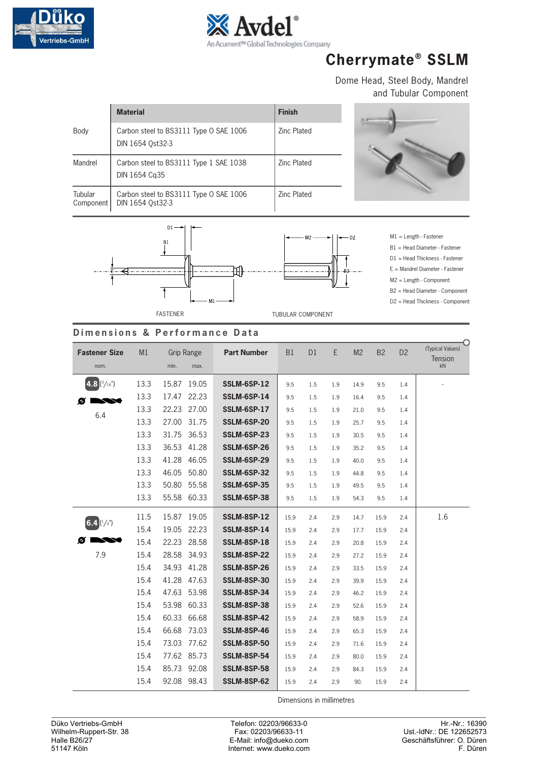Düko Vertriebs-GmbH

Avdel®
An Acument™ Global Technologies Company

# Cherrymate® SSLM

Dome Head, Steel Body, Mandrel and Tubular Component

| | Material | Finish |
|---|---|---|
| Body | Carbon steel to BS3111 Type O SAE 1006 DIN 1654 Qst32-3 | Zinc Plated |
| Mandrel | Carbon steel to BS3111 Type 1 SAE 1038 DIN 1654 Cq35 | Zinc Plated |
| Tubular Component | Carbon steel to BS3111 Type O SAE 1006 DIN 1654 Qst32-3 | Zinc Plated |

D1
B1
E
M1
FASTENER

M2
D2
B2
TUBULAR COMPONENT

M1 = Length - Fastener
B1 = Head Diameter - Fastener
D1 = Head Thickness - Fastener
E = Mandrel Diameter - Fastener
M2 = Length - Component
B2 = Head Diameter - Component
D2 = Head Thickness - Component

## Dimensions & Performance Data

| Fastener Size nom. | M1 | Grip Range min. | Grip Range max. | Part Number | B1 | D1 | E | M2 | B2 | D2 | (Typical Values) Tension kN |
|---|---|---|---|---|---|---|---|---|---|---|---|
| 4.8 (3/16") | 13.3 | 15.87 | 19.05 | SSLM-6SP-12 | 9.5 | 1.5 | 1.9 | 14.9 | 9.5 | 1.4 | - |
| Ø 6.4 | 13.3 | 17.47 | 22.23 | SSLM-6SP-14 | 9.5 | 1.5 | 1.9 | 16.4 | 9.5 | 1.4 | |
| | 13.3 | 22.23 | 27.00 | SSLM-6SP-17 | 9.5 | 1.5 | 1.9 | 21.0 | 9.5 | 1.4 | |
| | 13.3 | 27.00 | 31.75 | SSLM-6SP-20 | 9.5 | 1.5 | 1.9 | 25.7 | 9.5 | 1.4 | |
| | 13.3 | 31.75 | 36.53 | SSLM-6SP-23 | 9.5 | 1.5 | 1.9 | 30.5 | 9.5 | 1.4 | |
| | 13.3 | 36.53 | 41.28 | SSLM-6SP-26 | 9.5 | 1.5 | 1.9 | 35.2 | 9.5 | 1.4 | |
| | 13.3 | 41.28 | 46.05 | SSLM-6SP-29 | 9.5 | 1.5 | 1.9 | 40.0 | 9.5 | 1.4 | |
| | 13.3 | 46.05 | 50.80 | SSLM-6SP-32 | 9.5 | 1.5 | 1.9 | 44.8 | 9.5 | 1.4 | |
| | 13.3 | 50.80 | 55.58 | SSLM-6SP-35 | 9.5 | 1.5 | 1.9 | 49.5 | 9.5 | 1.4 | |
| | 13.3 | 55.58 | 60.33 | SSLM-6SP-38 | 9.5 | 1.5 | 1.9 | 54.3 | 9.5 | 1.4 | |
| 6.4 (1/4") | 11.5 | 15.87 | 19.05 | SSLM-8SP-12 | 15.9 | 2.4 | 2.9 | 14.7 | 15.9 | 2.4 | 1.6 |
| Ø 7.9 | 15.4 | 19.05 | 22.23 | SSLM-8SP-14 | 15.9 | 2.4 | 2.9 | 17.7 | 15.9 | 2.4 | |
| | 15.4 | 22.23 | 28.58 | SSLM-8SP-18 | 15.9 | 2.4 | 2.9 | 20.8 | 15.9 | 2.4 | |
| | 15.4 | 28.58 | 34.93 | SSLM-8SP-22 | 15.9 | 2.4 | 2.9 | 27.2 | 15.9 | 2.4 | |
| | 15.4 | 34.93 | 41.28 | SSLM-8SP-26 | 15.9 | 2.4 | 2.9 | 33.5 | 15.9 | 2.4 | |
| | 15.4 | 41.28 | 47.63 | SSLM-8SP-30 | 15.9 | 2.4 | 2.9 | 39.9 | 15.9 | 2.4 | |
| | 15.4 | 47.63 | 53.98 | SSLM-8SP-34 | 15.9 | 2.4 | 2.9 | 46.2 | 15.9 | 2.4 | |
| | 15.4 | 53.98 | 60.33 | SSLM-8SP-38 | 15.9 | 2.4 | 2.9 | 52.6 | 15.9 | 2.4 | |
| | 15.4 | 60.33 | 66.68 | SSLM-8SP-42 | 15.9 | 2.4 | 2.9 | 58.9 | 15.9 | 2.4 | |
| | 15.4 | 66.68 | 73.03 | SSLM-8SP-46 | 15.9 | 2.4 | 2.9 | 65.3 | 15.9 | 2.4 | |
| | 15.4 | 73.03 | 77.62 | SSLM-8SP-50 | 15.9 | 2.4 | 2.9 | 71.6 | 15.9 | 2.4 | |
| | 15.4 | 77.62 | 85.73 | SSLM-8SP-54 | 15.9 | 2.4 | 2.9 | 80.0 | 15.9 | 2.4 | |
| | 15.4 | 85.73 | 92.08 | SSLM-8SP-58 | 15.9 | 2.4 | 2.9 | 84.3 | 15.9 | 2.4 | |
| | 15.4 | 92.08 | 98.43 | SSLM-8SP-62 | 15.9 | 2.4 | 2.9 | 90. | 15.9 | 2.4 | |

Dimensions in millimetres

Düko Vertriebs-GmbH
Wilhelm-Ruppert-Str. 38
Halle B26/27
51147 Köln

Telefon: 02203/96633-0
Fax: 02203/96633-11
E-Mail: info@dueko.com
Internet: www.dueko.com

Hr.-Nr.: 16390
Ust.-IdNr.: DE 122652573
Geschäftsführer: O. Düren
F. Düren